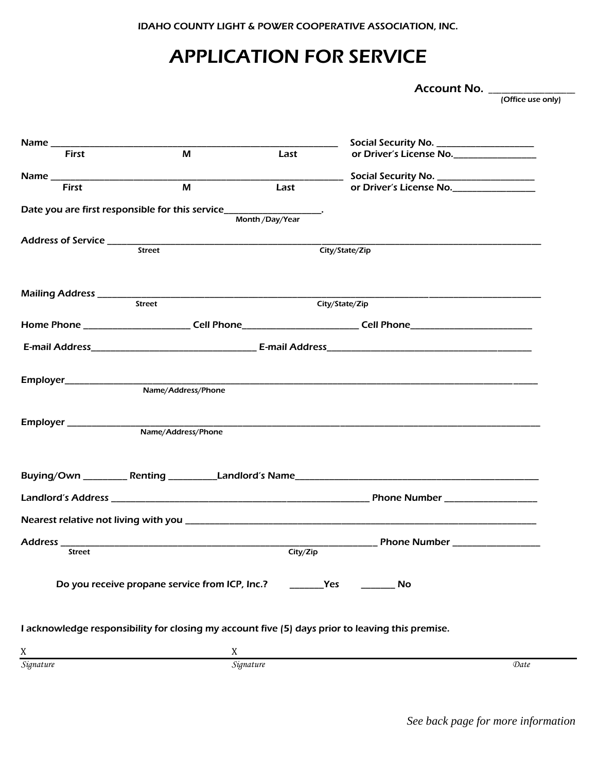IDAHO COUNTY LIGHT & POWER COOPERATIVE ASSOCIATION, INC.

# APPLICATION FOR SERVICE

**Account No.** ________________
(Office use only)

**Name** ____________________________________________ **Social Security No.** __________________
First M Last **or Driver's License No.**_________________

**Name** ____________________________________________ **Social Security No.** __________________
First M Last **or Driver's License No.**_________________

**Date you are first responsible for this service**___________________.
Month /Day/Year

**Address of Service** ______________________________________________________________
Street City/State/Zip

**Mailing Address** ______________________________________________________________
Street City/State/Zip

**Home Phone** ____________________ **Cell Phone**______________________ **Cell Phone**_______________________

**E-mail Address**______________________________ **E-mail Address**________________________________________

**Employer**______________________________________________________________________
Name/Address/Phone

**Employer** ______________________________________________________________________
Name/Address/Phone

**Buying/Own** _________ **Renting** __________**Landlord's Name**_____________________________________________

**Landlord's Address** ______________________________________________ **Phone Number** __________________

**Nearest relative not living with you** ________________________________________________________________

**Address** ____________________________________________________________ **Phone Number** _________________
Street City/Zip

**Do you receive propane service from ICP, Inc.?** _______**Yes** _______ **No**

**I acknowledge responsibility for closing my account five (5) days prior to leaving this premise.**

X______________________________ X______________________________
*Signature* *Signature* *Date*

*See back page for more information*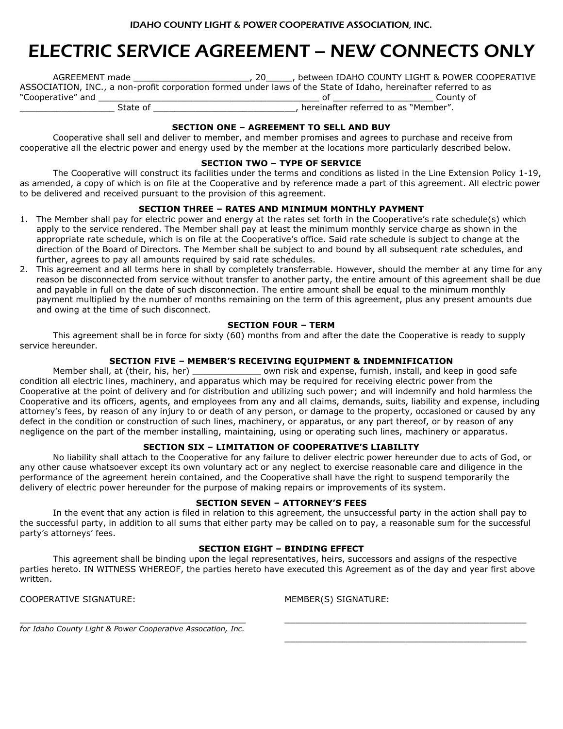IDAHO COUNTY LIGHT & POWER COOPERATIVE ASSOCIATION, INC.

# ELECTRIC SERVICE AGREEMENT – NEW CONNECTS ONLY

AGREEMENT made ______________________, 20_____, between IDAHO COUNTY LIGHT & POWER COOPERATIVE ASSOCIATION, INC., a non-profit corporation formed under laws of the State of Idaho, hereinafter referred to as "Cooperative" and __________________________________________ of ___________________ County of __________________ State of _____________________________, hereinafter referred to as "Member".

### SECTION ONE – AGREEMENT TO SELL AND BUY

Cooperative shall sell and deliver to member, and member promises and agrees to purchase and receive from cooperative all the electric power and energy used by the member at the locations more particularly described below.

### SECTION TWO – TYPE OF SERVICE

The Cooperative will construct its facilities under the terms and conditions as listed in the Line Extension Policy 1-19, as amended, a copy of which is on file at the Cooperative and by reference made a part of this agreement. All electric power to be delivered and received pursuant to the provision of this agreement.

### SECTION THREE – RATES AND MINIMUM MONTHLY PAYMENT

1. The Member shall pay for electric power and energy at the rates set forth in the Cooperative's rate schedule(s) which apply to the service rendered. The Member shall pay at least the minimum monthly service charge as shown in the appropriate rate schedule, which is on file at the Cooperative's office. Said rate schedule is subject to change at the direction of the Board of Directors. The Member shall be subject to and bound by all subsequent rate schedules, and further, agrees to pay all amounts required by said rate schedules.
2. This agreement and all terms here in shall by completely transferrable. However, should the member at any time for any reason be disconnected from service without transfer to another party, the entire amount of this agreement shall be due and payable in full on the date of such disconnection. The entire amount shall be equal to the minimum monthly payment multiplied by the number of months remaining on the term of this agreement, plus any present amounts due and owing at the time of such disconnect.

### SECTION FOUR – TERM

This agreement shall be in force for sixty (60) months from and after the date the Cooperative is ready to supply service hereunder.

### SECTION FIVE – MEMBER'S RECEIVING EQUIPMENT & INDEMNIFICATION

Member shall, at (their, his, her) _____________ own risk and expense, furnish, install, and keep in good safe condition all electric lines, machinery, and apparatus which may be required for receiving electric power from the Cooperative at the point of delivery and for distribution and utilizing such power; and will indemnify and hold harmless the Cooperative and its officers, agents, and employees from any and all claims, demands, suits, liability and expense, including attorney's fees, by reason of any injury to or death of any person, or damage to the property, occasioned or caused by any defect in the condition or construction of such lines, machinery, or apparatus, or any part thereof, or by reason of any negligence on the part of the member installing, maintaining, using or operating such lines, machinery or apparatus.

### SECTION SIX – LIMITATION OF COOPERATIVE'S LIABILITY

No liability shall attach to the Cooperative for any failure to deliver electric power hereunder due to acts of God, or any other cause whatsoever except its own voluntary act or any neglect to exercise reasonable care and diligence in the performance of the agreement herein contained, and the Cooperative shall have the right to suspend temporarily the delivery of electric power hereunder for the purpose of making repairs or improvements of its system.

### SECTION SEVEN – ATTORNEY'S FEES

In the event that any action is filed in relation to this agreement, the unsuccessful party in the action shall pay to the successful party, in addition to all sums that either party may be called on to pay, a reasonable sum for the successful party's attorneys' fees.

### SECTION EIGHT – BINDING EFFECT

This agreement shall be binding upon the legal representatives, heirs, successors and assigns of the respective parties hereto. IN WITNESS WHEREOF, the parties hereto have executed this Agreement as of the day and year first above written.

COOPERATIVE SIGNATURE:

____________________________________________

*for Idaho County Light & Power Cooperative Assocation, Inc.*

MEMBER(S) SIGNATURE:

____________________________________________

____________________________________________